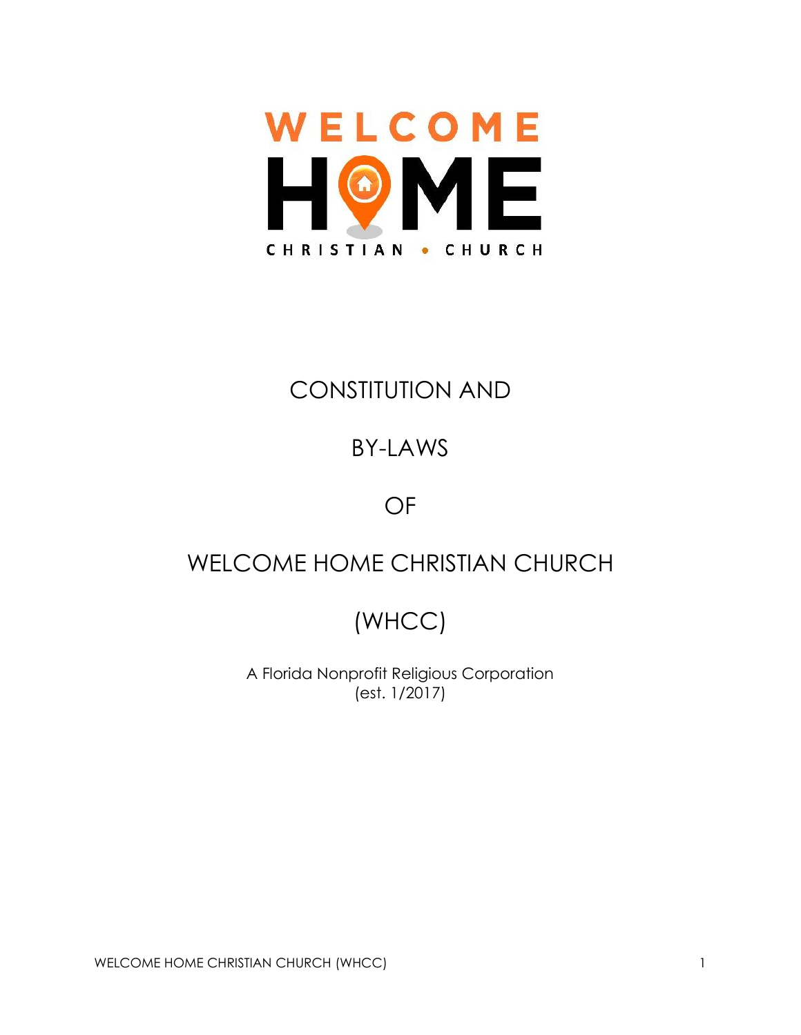WELCOME

HOME

CHRISTIAN • CHURCH

# CONSTITUTION AND

# BY-LAWS

# OF

# WELCOME HOME CHRISTIAN CHURCH

# (WHCC)

A Florida Nonprofit Religious Corporation
(est. 1/2017)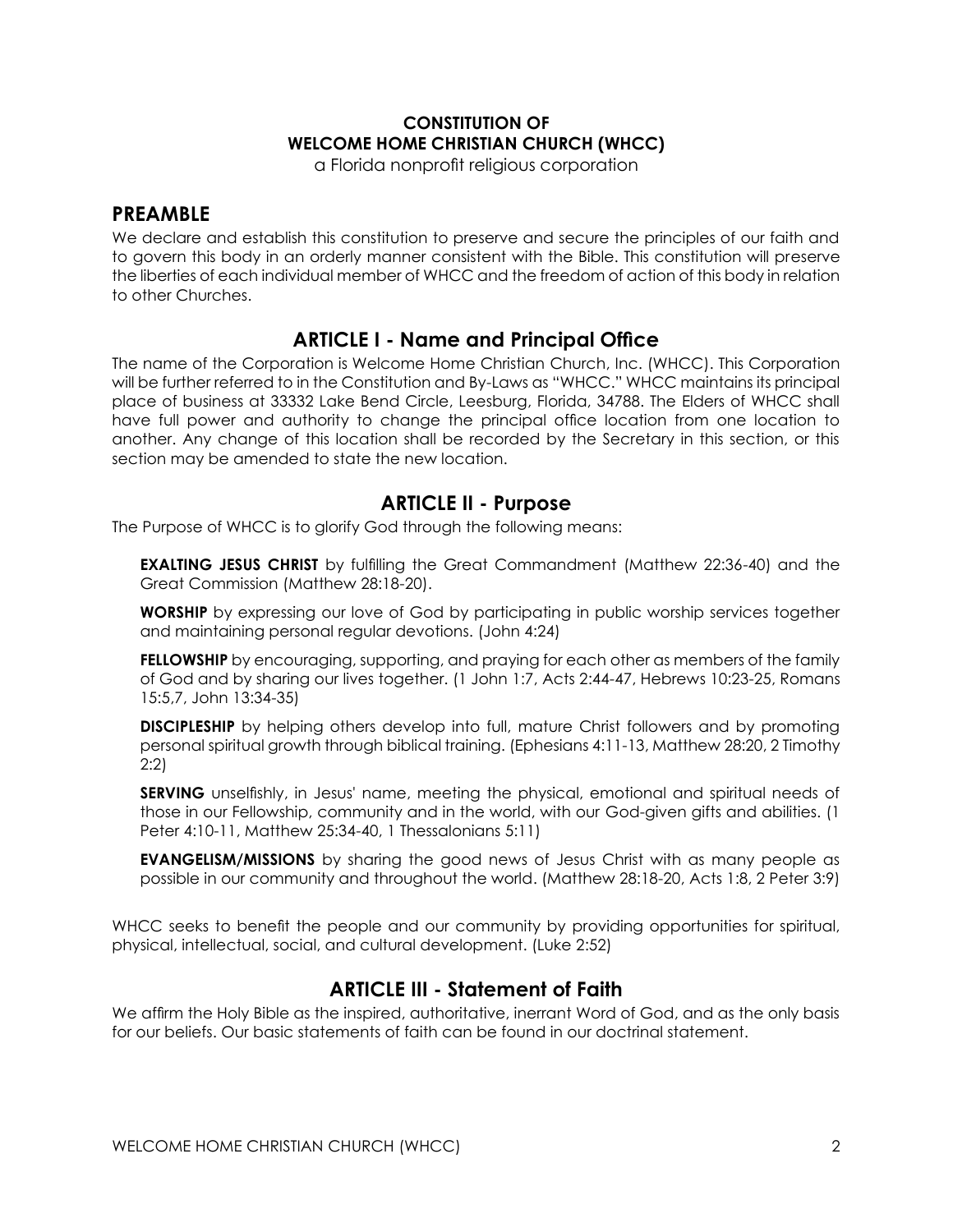**CONSTITUTION OF**
**WELCOME HOME CHRISTIAN CHURCH (WHCC)**
a Florida nonprofit religious corporation

## PREAMBLE

We declare and establish this constitution to preserve and secure the principles of our faith and to govern this body in an orderly manner consistent with the Bible. This constitution will preserve the liberties of each individual member of WHCC and the freedom of action of this body in relation to other Churches.

## ARTICLE I - Name and Principal Office

The name of the Corporation is Welcome Home Christian Church, Inc. (WHCC). This Corporation will be further referred to in the Constitution and By-Laws as "WHCC." WHCC maintains its principal place of business at 33332 Lake Bend Circle, Leesburg, Florida, 34788. The Elders of WHCC shall have full power and authority to change the principal office location from one location to another. Any change of this location shall be recorded by the Secretary in this section, or this section may be amended to state the new location.

## ARTICLE II - Purpose

The Purpose of WHCC is to glorify God through the following means:

**EXALTING JESUS CHRIST** by fulfilling the Great Commandment (Matthew 22:36-40) and the Great Commission (Matthew 28:18-20).

**WORSHIP** by expressing our love of God by participating in public worship services together and maintaining personal regular devotions. (John 4:24)

**FELLOWSHIP** by encouraging, supporting, and praying for each other as members of the family of God and by sharing our lives together. (1 John 1:7, Acts 2:44-47, Hebrews 10:23-25, Romans 15:5,7, John 13:34-35)

**DISCIPLESHIP** by helping others develop into full, mature Christ followers and by promoting personal spiritual growth through biblical training. (Ephesians 4:11-13, Matthew 28:20, 2 Timothy 2:2)

**SERVING** unselfishly, in Jesus' name, meeting the physical, emotional and spiritual needs of those in our Fellowship, community and in the world, with our God-given gifts and abilities. (1 Peter 4:10-11, Matthew 25:34-40, 1 Thessalonians 5:11)

**EVANGELISM/MISSIONS** by sharing the good news of Jesus Christ with as many people as possible in our community and throughout the world. (Matthew 28:18-20, Acts 1:8, 2 Peter 3:9)

WHCC seeks to benefit the people and our community by providing opportunities for spiritual, physical, intellectual, social, and cultural development. (Luke 2:52)

## ARTICLE III - Statement of Faith

We affirm the Holy Bible as the inspired, authoritative, inerrant Word of God, and as the only basis for our beliefs. Our basic statements of faith can be found in our doctrinal statement.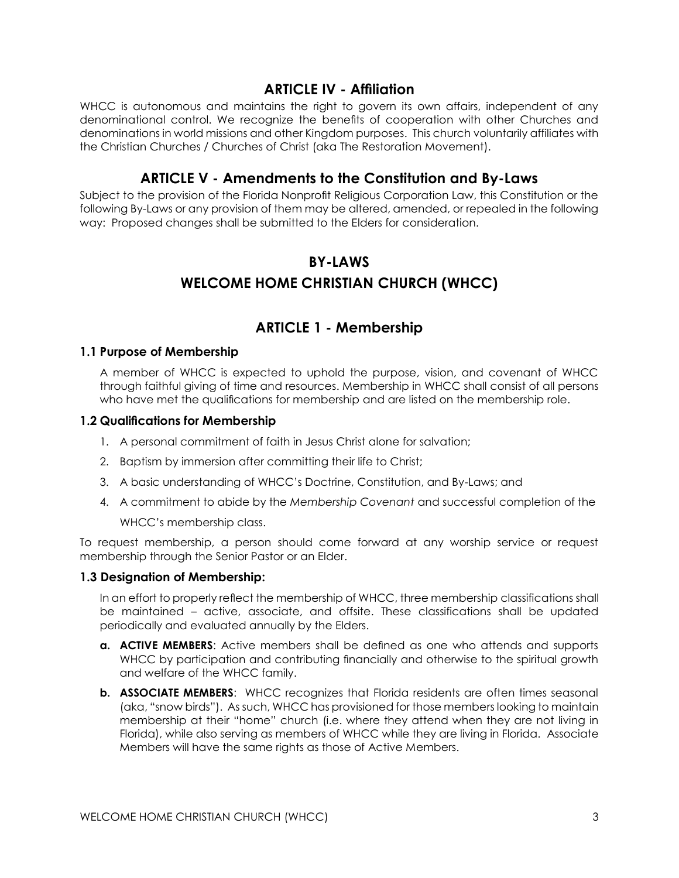## ARTICLE IV - Affiliation

WHCC is autonomous and maintains the right to govern its own affairs, independent of any denominational control. We recognize the benefits of cooperation with other Churches and denominations in world missions and other Kingdom purposes. This church voluntarily affiliates with the Christian Churches / Churches of Christ (aka The Restoration Movement).

## ARTICLE V - Amendments to the Constitution and By-Laws

Subject to the provision of the Florida Nonprofit Religious Corporation Law, this Constitution or the following By-Laws or any provision of them may be altered, amended, or repealed in the following way: Proposed changes shall be submitted to the Elders for consideration.

# BY-LAWS

# WELCOME HOME CHRISTIAN CHURCH (WHCC)

## ARTICLE 1 - Membership

### 1.1 Purpose of Membership

A member of WHCC is expected to uphold the purpose, vision, and covenant of WHCC through faithful giving of time and resources. Membership in WHCC shall consist of all persons who have met the qualifications for membership and are listed on the membership role.

### 1.2 Qualifications for Membership

1. A personal commitment of faith in Jesus Christ alone for salvation;
2. Baptism by immersion after committing their life to Christ;
3. A basic understanding of WHCC's Doctrine, Constitution, and By-Laws; and
4. A commitment to abide by the *Membership Covenant* and successful completion of the WHCC's membership class.

To request membership, a person should come forward at any worship service or request membership through the Senior Pastor or an Elder.

### 1.3 Designation of Membership:

In an effort to properly reflect the membership of WHCC, three membership classifications shall be maintained – active, associate, and offsite. These classifications shall be updated periodically and evaluated annually by the Elders.

**a. ACTIVE MEMBERS**: Active members shall be defined as one who attends and supports WHCC by participation and contributing financially and otherwise to the spiritual growth and welfare of the WHCC family.

**b. ASSOCIATE MEMBERS**: WHCC recognizes that Florida residents are often times seasonal (aka, "snow birds"). As such, WHCC has provisioned for those members looking to maintain membership at their "home" church (i.e. where they attend when they are not living in Florida), while also serving as members of WHCC while they are living in Florida. Associate Members will have the same rights as those of Active Members.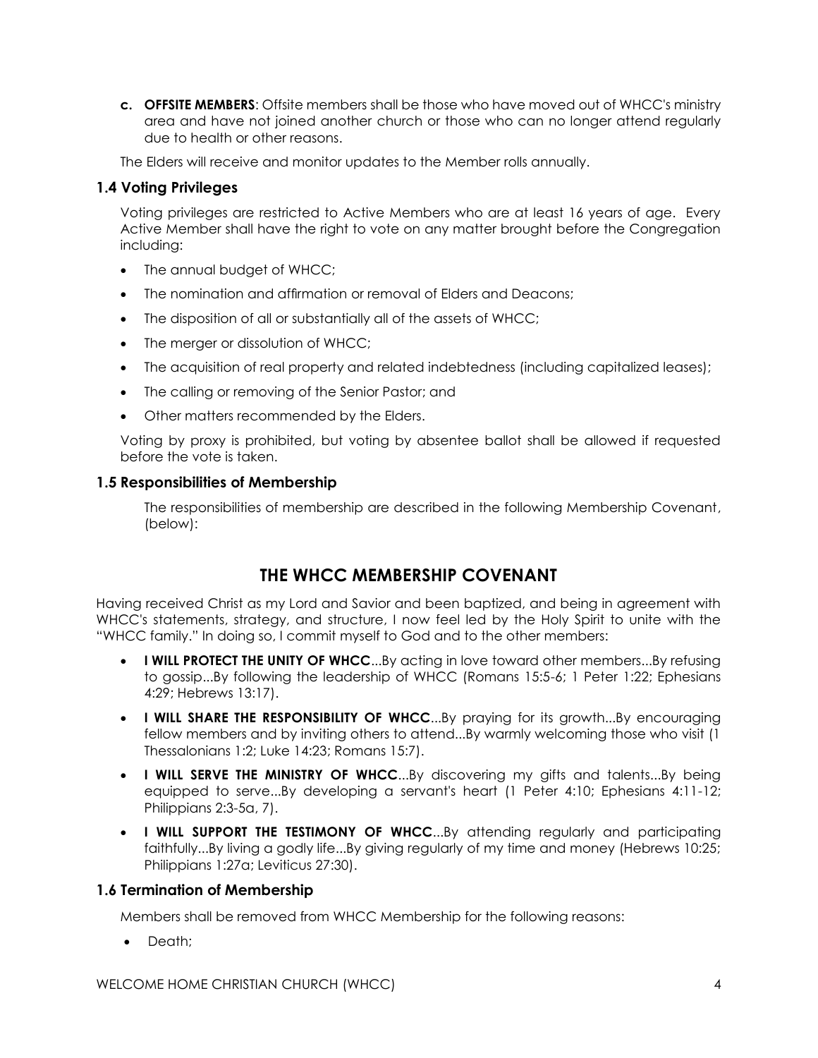c. **OFFSITE MEMBERS**: Offsite members shall be those who have moved out of WHCC's ministry area and have not joined another church or those who can no longer attend regularly due to health or other reasons.

The Elders will receive and monitor updates to the Member rolls annually.

### 1.4 Voting Privileges

Voting privileges are restricted to Active Members who are at least 16 years of age. Every Active Member shall have the right to vote on any matter brought before the Congregation including:

- The annual budget of WHCC;
- The nomination and affirmation or removal of Elders and Deacons;
- The disposition of all or substantially all of the assets of WHCC;
- The merger or dissolution of WHCC;
- The acquisition of real property and related indebtedness (including capitalized leases);
- The calling or removing of the Senior Pastor; and
- Other matters recommended by the Elders.

Voting by proxy is prohibited, but voting by absentee ballot shall be allowed if requested before the vote is taken.

### 1.5 Responsibilities of Membership

The responsibilities of membership are described in the following Membership Covenant, (below):

## THE WHCC MEMBERSHIP COVENANT

Having received Christ as my Lord and Savior and been baptized, and being in agreement with WHCC's statements, strategy, and structure, I now feel led by the Holy Spirit to unite with the "WHCC family." In doing so, I commit myself to God and to the other members:

- **I WILL PROTECT THE UNITY OF WHCC**...By acting in love toward other members...By refusing to gossip...By following the leadership of WHCC (Romans 15:5-6; 1 Peter 1:22; Ephesians 4:29; Hebrews 13:17).
- **I WILL SHARE THE RESPONSIBILITY OF WHCC**...By praying for its growth...By encouraging fellow members and by inviting others to attend...By warmly welcoming those who visit (1 Thessalonians 1:2; Luke 14:23; Romans 15:7).
- **I WILL SERVE THE MINISTRY OF WHCC**...By discovering my gifts and talents...By being equipped to serve...By developing a servant's heart (1 Peter 4:10; Ephesians 4:11-12; Philippians 2:3-5a, 7).
- **I WILL SUPPORT THE TESTIMONY OF WHCC**...By attending regularly and participating faithfully...By living a godly life...By giving regularly of my time and money (Hebrews 10:25; Philippians 1:27a; Leviticus 27:30).

### 1.6 Termination of Membership

Members shall be removed from WHCC Membership for the following reasons:

- Death;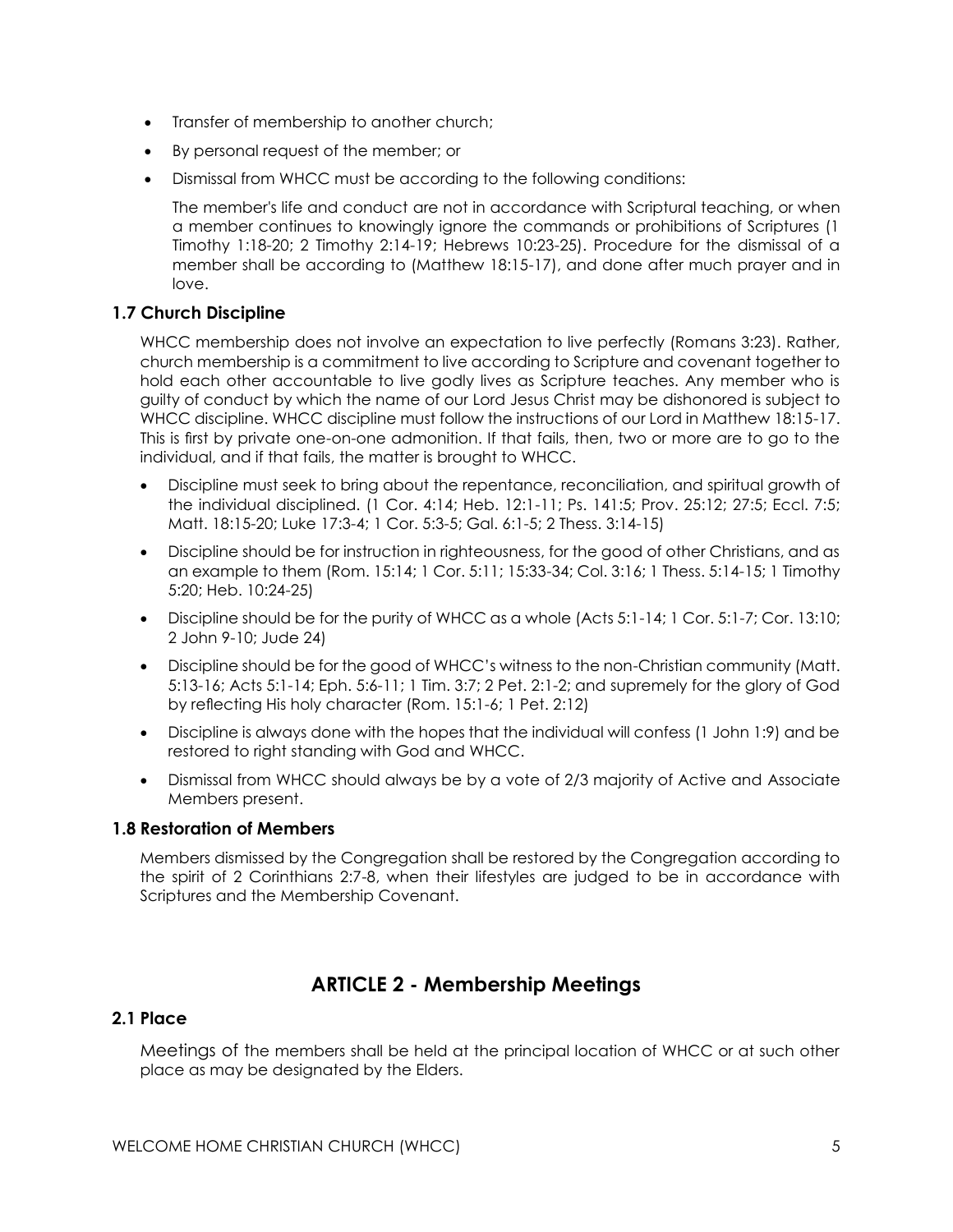- Transfer of membership to another church;
- By personal request of the member; or
- Dismissal from WHCC must be according to the following conditions:

  The member's life and conduct are not in accordance with Scriptural teaching, or when a member continues to knowingly ignore the commands or prohibitions of Scriptures (1 Timothy 1:18-20; 2 Timothy 2:14-19; Hebrews 10:23-25). Procedure for the dismissal of a member shall be according to (Matthew 18:15-17), and done after much prayer and in love.

### 1.7 Church Discipline

WHCC membership does not involve an expectation to live perfectly (Romans 3:23). Rather, church membership is a commitment to live according to Scripture and covenant together to hold each other accountable to live godly lives as Scripture teaches. Any member who is guilty of conduct by which the name of our Lord Jesus Christ may be dishonored is subject to WHCC discipline. WHCC discipline must follow the instructions of our Lord in Matthew 18:15-17. This is first by private one-on-one admonition. If that fails, then, two or more are to go to the individual, and if that fails, the matter is brought to WHCC.

- Discipline must seek to bring about the repentance, reconciliation, and spiritual growth of the individual disciplined. (1 Cor. 4:14; Heb. 12:1-11; Ps. 141:5; Prov. 25:12; 27:5; Eccl. 7:5; Matt. 18:15-20; Luke 17:3-4; 1 Cor. 5:3-5; Gal. 6:1-5; 2 Thess. 3:14-15)
- Discipline should be for instruction in righteousness, for the good of other Christians, and as an example to them (Rom. 15:14; 1 Cor. 5:11; 15:33-34; Col. 3:16; 1 Thess. 5:14-15; 1 Timothy 5:20; Heb. 10:24-25)
- Discipline should be for the purity of WHCC as a whole (Acts 5:1-14; 1 Cor. 5:1-7; Cor. 13:10; 2 John 9-10; Jude 24)
- Discipline should be for the good of WHCC's witness to the non-Christian community (Matt. 5:13-16; Acts 5:1-14; Eph. 5:6-11; 1 Tim. 3:7; 2 Pet. 2:1-2; and supremely for the glory of God by reflecting His holy character (Rom. 15:1-6; 1 Pet. 2:12)
- Discipline is always done with the hopes that the individual will confess (1 John 1:9) and be restored to right standing with God and WHCC.
- Dismissal from WHCC should always be by a vote of 2/3 majority of Active and Associate Members present.

### 1.8 Restoration of Members

Members dismissed by the Congregation shall be restored by the Congregation according to the spirit of 2 Corinthians 2:7-8, when their lifestyles are judged to be in accordance with Scriptures and the Membership Covenant.

## ARTICLE 2 - Membership Meetings

### 2.1 Place

Meetings of the members shall be held at the principal location of WHCC or at such other place as may be designated by the Elders.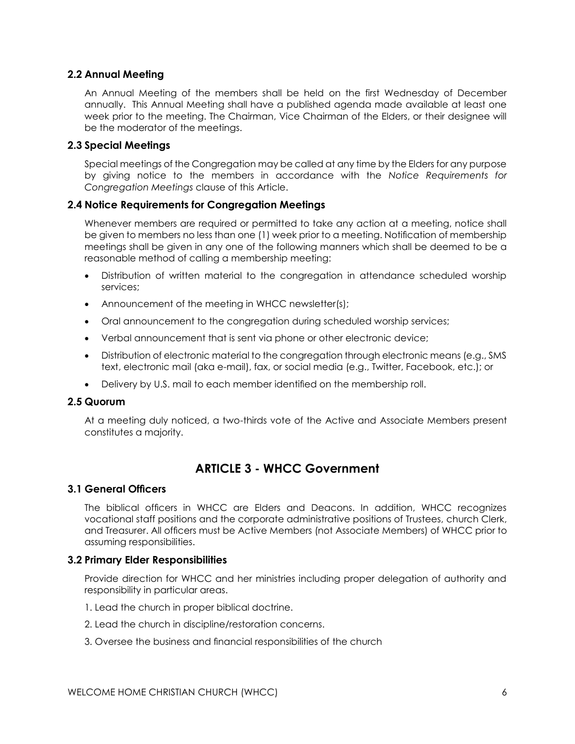### 2.2 Annual Meeting

An Annual Meeting of the members shall be held on the first Wednesday of December annually. This Annual Meeting shall have a published agenda made available at least one week prior to the meeting. The Chairman, Vice Chairman of the Elders, or their designee will be the moderator of the meetings.

### 2.3 Special Meetings

Special meetings of the Congregation may be called at any time by the Elders for any purpose by giving notice to the members in accordance with the *Notice Requirements for Congregation Meetings* clause of this Article.

### 2.4 Notice Requirements for Congregation Meetings

Whenever members are required or permitted to take any action at a meeting, notice shall be given to members no less than one (1) week prior to a meeting. Notification of membership meetings shall be given in any one of the following manners which shall be deemed to be a reasonable method of calling a membership meeting:

- Distribution of written material to the congregation in attendance scheduled worship services;
- Announcement of the meeting in WHCC newsletter(s);
- Oral announcement to the congregation during scheduled worship services;
- Verbal announcement that is sent via phone or other electronic device;
- Distribution of electronic material to the congregation through electronic means (e.g., SMS text, electronic mail (aka e-mail), fax, or social media (e.g., Twitter, Facebook, etc.); or
- Delivery by U.S. mail to each member identified on the membership roll.

### 2.5 Quorum

At a meeting duly noticed, a two-thirds vote of the Active and Associate Members present constitutes a majority.

## ARTICLE 3 - WHCC Government

### 3.1 General Officers

The biblical officers in WHCC are Elders and Deacons. In addition, WHCC recognizes vocational staff positions and the corporate administrative positions of Trustees, church Clerk, and Treasurer. All officers must be Active Members (not Associate Members) of WHCC prior to assuming responsibilities.

### 3.2 Primary Elder Responsibilities

Provide direction for WHCC and her ministries including proper delegation of authority and responsibility in particular areas.

1. Lead the church in proper biblical doctrine.
2. Lead the church in discipline/restoration concerns.
3. Oversee the business and financial responsibilities of the church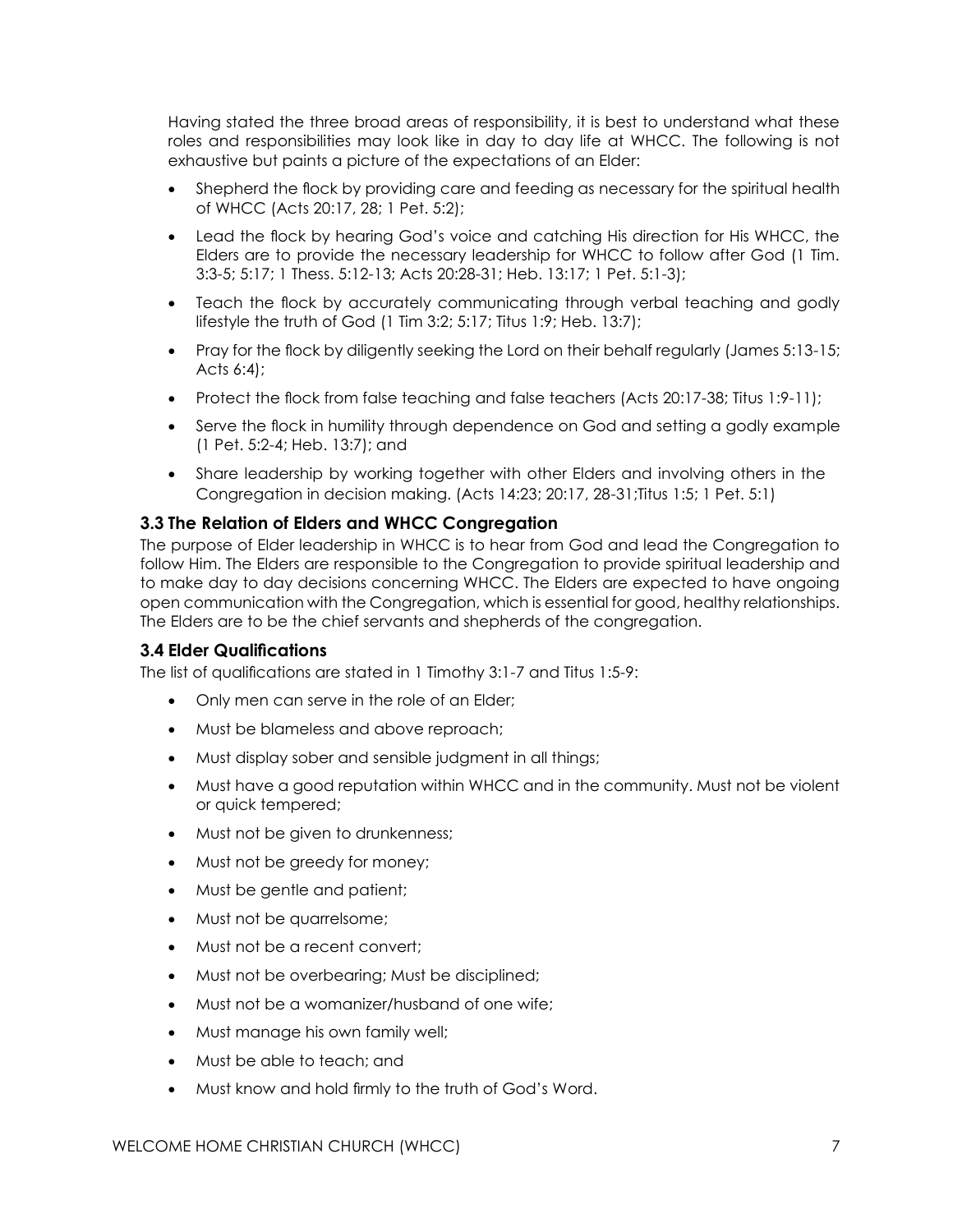Having stated the three broad areas of responsibility, it is best to understand what these roles and responsibilities may look like in day to day life at WHCC. The following is not exhaustive but paints a picture of the expectations of an Elder:

- Shepherd the flock by providing care and feeding as necessary for the spiritual health of WHCC (Acts 20:17, 28; 1 Pet. 5:2);
- Lead the flock by hearing God's voice and catching His direction for His WHCC, the Elders are to provide the necessary leadership for WHCC to follow after God (1 Tim. 3:3-5; 5:17; 1 Thess. 5:12-13; Acts 20:28-31; Heb. 13:17; 1 Pet. 5:1-3);
- Teach the flock by accurately communicating through verbal teaching and godly lifestyle the truth of God (1 Tim 3:2; 5:17; Titus 1:9; Heb. 13:7);
- Pray for the flock by diligently seeking the Lord on their behalf regularly (James 5:13-15; Acts 6:4);
- Protect the flock from false teaching and false teachers (Acts 20:17-38; Titus 1:9-11);
- Serve the flock in humility through dependence on God and setting a godly example (1 Pet. 5:2-4; Heb. 13:7); and
- Share leadership by working together with other Elders and involving others in the Congregation in decision making. (Acts 14:23; 20:17, 28-31;Titus 1:5; 1 Pet. 5:1)

### 3.3 The Relation of Elders and WHCC Congregation

The purpose of Elder leadership in WHCC is to hear from God and lead the Congregation to follow Him. The Elders are responsible to the Congregation to provide spiritual leadership and to make day to day decisions concerning WHCC. The Elders are expected to have ongoing open communication with the Congregation, which is essential for good, healthy relationships. The Elders are to be the chief servants and shepherds of the congregation.

### 3.4 Elder Qualifications

The list of qualifications are stated in 1 Timothy 3:1-7 and Titus 1:5-9:

- Only men can serve in the role of an Elder;
- Must be blameless and above reproach;
- Must display sober and sensible judgment in all things;
- Must have a good reputation within WHCC and in the community. Must not be violent or quick tempered;
- Must not be given to drunkenness;
- Must not be greedy for money;
- Must be gentle and patient;
- Must not be quarrelsome;
- Must not be a recent convert;
- Must not be overbearing; Must be disciplined;
- Must not be a womanizer/husband of one wife;
- Must manage his own family well;
- Must be able to teach; and
- Must know and hold firmly to the truth of God's Word.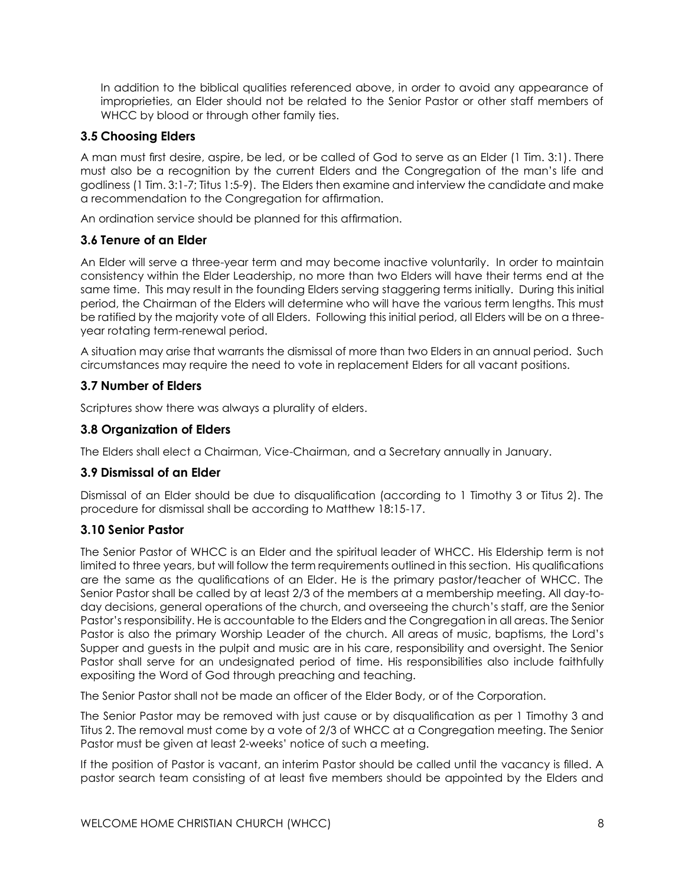In addition to the biblical qualities referenced above, in order to avoid any appearance of improprieties, an Elder should not be related to the Senior Pastor or other staff members of WHCC by blood or through other family ties.

### 3.5 Choosing Elders

A man must first desire, aspire, be led, or be called of God to serve as an Elder (1 Tim. 3:1). There must also be a recognition by the current Elders and the Congregation of the man's life and godliness (1 Tim. 3:1-7; Titus 1:5-9). The Elders then examine and interview the candidate and make a recommendation to the Congregation for affirmation.

An ordination service should be planned for this affirmation.

### 3.6 Tenure of an Elder

An Elder will serve a three-year term and may become inactive voluntarily. In order to maintain consistency within the Elder Leadership, no more than two Elders will have their terms end at the same time. This may result in the founding Elders serving staggering terms initially. During this initial period, the Chairman of the Elders will determine who will have the various term lengths. This must be ratified by the majority vote of all Elders. Following this initial period, all Elders will be on a three-year rotating term-renewal period.

A situation may arise that warrants the dismissal of more than two Elders in an annual period. Such circumstances may require the need to vote in replacement Elders for all vacant positions.

### 3.7 Number of Elders

Scriptures show there was always a plurality of elders.

### 3.8 Organization of Elders

The Elders shall elect a Chairman, Vice-Chairman, and a Secretary annually in January.

### 3.9 Dismissal of an Elder

Dismissal of an Elder should be due to disqualification (according to 1 Timothy 3 or Titus 2). The procedure for dismissal shall be according to Matthew 18:15-17.

### 3.10 Senior Pastor

The Senior Pastor of WHCC is an Elder and the spiritual leader of WHCC. His Eldership term is not limited to three years, but will follow the term requirements outlined in this section. His qualifications are the same as the qualifications of an Elder. He is the primary pastor/teacher of WHCC. The Senior Pastor shall be called by at least 2/3 of the members at a membership meeting. All day-to-day decisions, general operations of the church, and overseeing the church's staff, are the Senior Pastor's responsibility. He is accountable to the Elders and the Congregation in all areas. The Senior Pastor is also the primary Worship Leader of the church. All areas of music, baptisms, the Lord's Supper and guests in the pulpit and music are in his care, responsibility and oversight. The Senior Pastor shall serve for an undesignated period of time. His responsibilities also include faithfully expositing the Word of God through preaching and teaching.

The Senior Pastor shall not be made an officer of the Elder Body, or of the Corporation.

The Senior Pastor may be removed with just cause or by disqualification as per 1 Timothy 3 and Titus 2. The removal must come by a vote of 2/3 of WHCC at a Congregation meeting. The Senior Pastor must be given at least 2-weeks' notice of such a meeting.

If the position of Pastor is vacant, an interim Pastor should be called until the vacancy is filled. A pastor search team consisting of at least five members should be appointed by the Elders and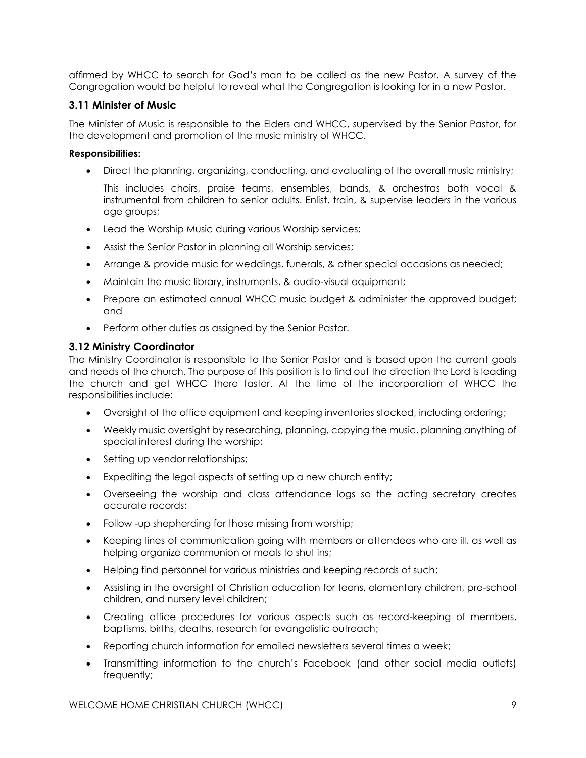affirmed by WHCC to search for God's man to be called as the new Pastor. A survey of the Congregation would be helpful to reveal what the Congregation is looking for in a new Pastor.

### 3.11 Minister of Music

The Minister of Music is responsible to the Elders and WHCC, supervised by the Senior Pastor, for the development and promotion of the music ministry of WHCC.

**Responsibilities:**

- Direct the planning, organizing, conducting, and evaluating of the overall music ministry;

  This includes choirs, praise teams, ensembles, bands, & orchestras both vocal & instrumental from children to senior adults. Enlist, train, & supervise leaders in the various age groups;
- Lead the Worship Music during various Worship services;
- Assist the Senior Pastor in planning all Worship services;
- Arrange & provide music for weddings, funerals, & other special occasions as needed;
- Maintain the music library, instruments, & audio-visual equipment;
- Prepare an estimated annual WHCC music budget & administer the approved budget; and
- Perform other duties as assigned by the Senior Pastor.

### 3.12 Ministry Coordinator

The Ministry Coordinator is responsible to the Senior Pastor and is based upon the current goals and needs of the church. The purpose of this position is to find out the direction the Lord is leading the church and get WHCC there faster. At the time of the incorporation of WHCC the responsibilities include:

- Oversight of the office equipment and keeping inventories stocked, including ordering;
- Weekly music oversight by researching, planning, copying the music, planning anything of special interest during the worship;
- Setting up vendor relationships;
- Expediting the legal aspects of setting up a new church entity;
- Overseeing the worship and class attendance logs so the acting secretary creates accurate records;
- Follow -up shepherding for those missing from worship;
- Keeping lines of communication going with members or attendees who are ill, as well as helping organize communion or meals to shut ins;
- Helping find personnel for various ministries and keeping records of such;
- Assisting in the oversight of Christian education for teens, elementary children, pre-school children, and nursery level children;
- Creating office procedures for various aspects such as record-keeping of members, baptisms, births, deaths, research for evangelistic outreach;
- Reporting church information for emailed newsletters several times a week;
- Transmitting information to the church's Facebook (and other social media outlets) frequently;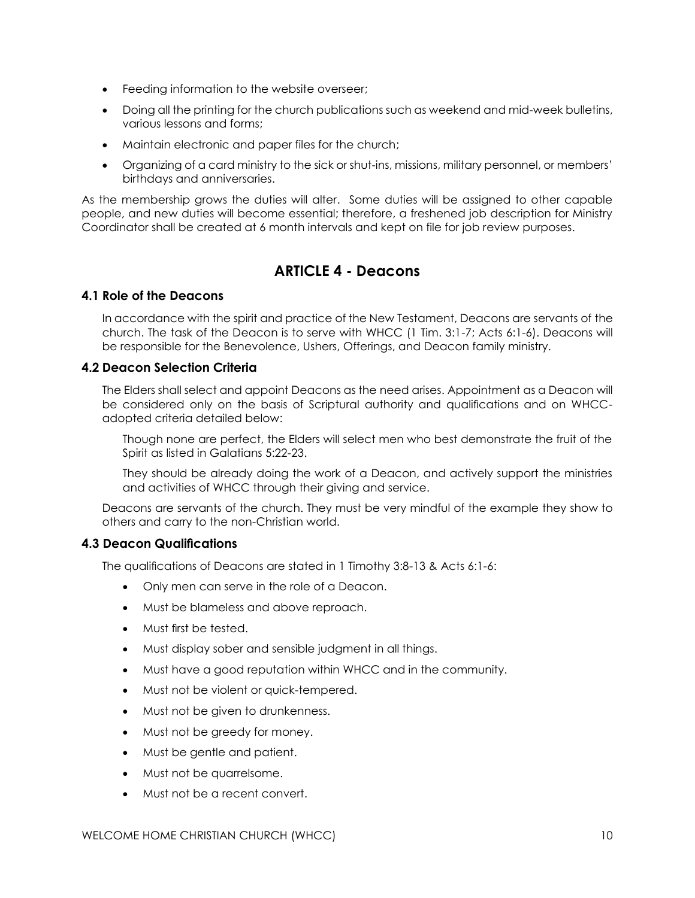- Feeding information to the website overseer;
- Doing all the printing for the church publications such as weekend and mid-week bulletins, various lessons and forms;
- Maintain electronic and paper files for the church;
- Organizing of a card ministry to the sick or shut-ins, missions, military personnel, or members' birthdays and anniversaries.

As the membership grows the duties will alter. Some duties will be assigned to other capable people, and new duties will become essential; therefore, a freshened job description for Ministry Coordinator shall be created at 6 month intervals and kept on file for job review purposes.

## ARTICLE 4 - Deacons

### 4.1 Role of the Deacons

In accordance with the spirit and practice of the New Testament, Deacons are servants of the church. The task of the Deacon is to serve with WHCC (1 Tim. 3:1-7; Acts 6:1-6). Deacons will be responsible for the Benevolence, Ushers, Offerings, and Deacon family ministry.

### 4.2 Deacon Selection Criteria

The Elders shall select and appoint Deacons as the need arises. Appointment as a Deacon will be considered only on the basis of Scriptural authority and qualifications and on WHCC-adopted criteria detailed below:

Though none are perfect, the Elders will select men who best demonstrate the fruit of the Spirit as listed in Galatians 5:22-23.

They should be already doing the work of a Deacon, and actively support the ministries and activities of WHCC through their giving and service.

Deacons are servants of the church. They must be very mindful of the example they show to others and carry to the non-Christian world.

### 4.3 Deacon Qualifications

The qualifications of Deacons are stated in 1 Timothy 3:8-13 & Acts 6:1-6:

- Only men can serve in the role of a Deacon.
- Must be blameless and above reproach.
- Must first be tested.
- Must display sober and sensible judgment in all things.
- Must have a good reputation within WHCC and in the community.
- Must not be violent or quick-tempered.
- Must not be given to drunkenness.
- Must not be greedy for money.
- Must be gentle and patient.
- Must not be quarrelsome.
- Must not be a recent convert.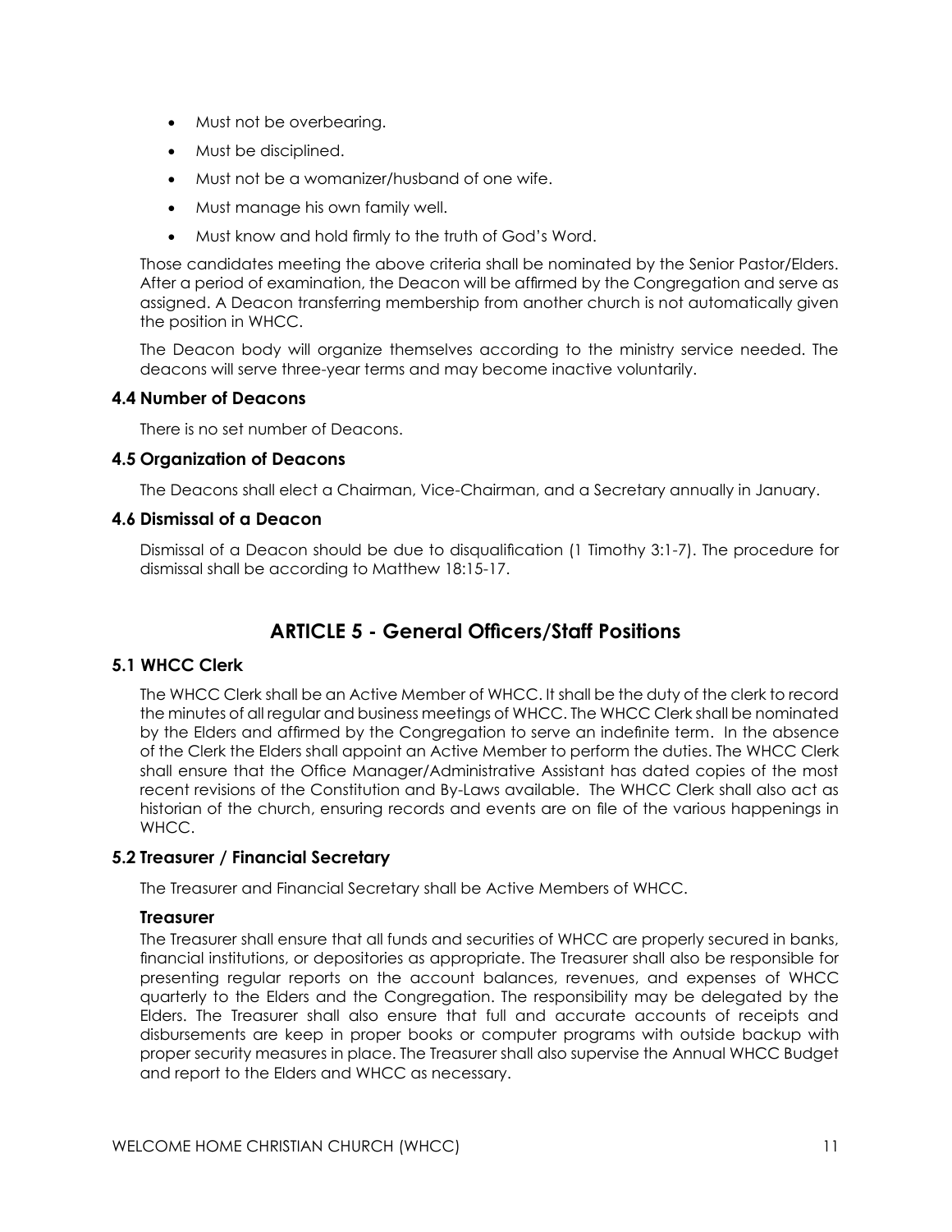- Must not be overbearing.
- Must be disciplined.
- Must not be a womanizer/husband of one wife.
- Must manage his own family well.
- Must know and hold firmly to the truth of God's Word.

Those candidates meeting the above criteria shall be nominated by the Senior Pastor/Elders. After a period of examination, the Deacon will be affirmed by the Congregation and serve as assigned. A Deacon transferring membership from another church is not automatically given the position in WHCC.

The Deacon body will organize themselves according to the ministry service needed. The deacons will serve three-year terms and may become inactive voluntarily.

### 4.4 Number of Deacons

There is no set number of Deacons.

### 4.5 Organization of Deacons

The Deacons shall elect a Chairman, Vice-Chairman, and a Secretary annually in January.

### 4.6 Dismissal of a Deacon

Dismissal of a Deacon should be due to disqualification (1 Timothy 3:1-7). The procedure for dismissal shall be according to Matthew 18:15-17.

## ARTICLE 5 - General Officers/Staff Positions

### 5.1 WHCC Clerk

The WHCC Clerk shall be an Active Member of WHCC. It shall be the duty of the clerk to record the minutes of all regular and business meetings of WHCC. The WHCC Clerk shall be nominated by the Elders and affirmed by the Congregation to serve an indefinite term. In the absence of the Clerk the Elders shall appoint an Active Member to perform the duties. The WHCC Clerk shall ensure that the Office Manager/Administrative Assistant has dated copies of the most recent revisions of the Constitution and By-Laws available. The WHCC Clerk shall also act as historian of the church, ensuring records and events are on file of the various happenings in WHCC.

### 5.2 Treasurer / Financial Secretary

The Treasurer and Financial Secretary shall be Active Members of WHCC.

#### Treasurer

The Treasurer shall ensure that all funds and securities of WHCC are properly secured in banks, financial institutions, or depositories as appropriate. The Treasurer shall also be responsible for presenting regular reports on the account balances, revenues, and expenses of WHCC quarterly to the Elders and the Congregation. The responsibility may be delegated by the Elders. The Treasurer shall also ensure that full and accurate accounts of receipts and disbursements are keep in proper books or computer programs with outside backup with proper security measures in place. The Treasurer shall also supervise the Annual WHCC Budget and report to the Elders and WHCC as necessary.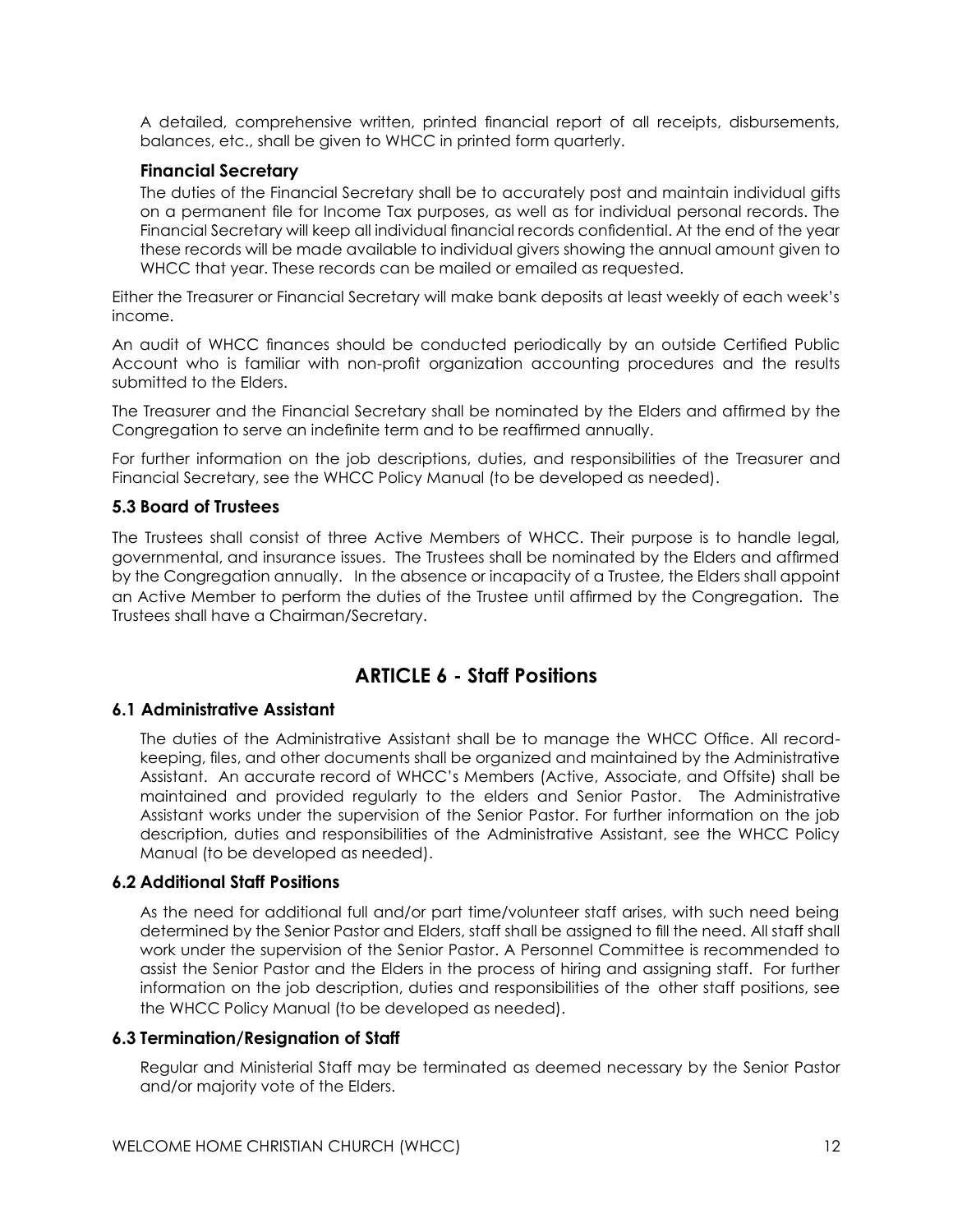A detailed, comprehensive written, printed financial report of all receipts, disbursements, balances, etc., shall be given to WHCC in printed form quarterly.

**Financial Secretary**

The duties of the Financial Secretary shall be to accurately post and maintain individual gifts on a permanent file for Income Tax purposes, as well as for individual personal records. The Financial Secretary will keep all individual financial records confidential. At the end of the year these records will be made available to individual givers showing the annual amount given to WHCC that year. These records can be mailed or emailed as requested.

Either the Treasurer or Financial Secretary will make bank deposits at least weekly of each week's income.

An audit of WHCC finances should be conducted periodically by an outside Certified Public Account who is familiar with non-profit organization accounting procedures and the results submitted to the Elders.

The Treasurer and the Financial Secretary shall be nominated by the Elders and affirmed by the Congregation to serve an indefinite term and to be reaffirmed annually.

For further information on the job descriptions, duties, and responsibilities of the Treasurer and Financial Secretary, see the WHCC Policy Manual (to be developed as needed).

### 5.3 Board of Trustees

The Trustees shall consist of three Active Members of WHCC. Their purpose is to handle legal, governmental, and insurance issues. The Trustees shall be nominated by the Elders and affirmed by the Congregation annually. In the absence or incapacity of a Trustee, the Elders shall appoint an Active Member to perform the duties of the Trustee until affirmed by the Congregation. The Trustees shall have a Chairman/Secretary.

## ARTICLE 6 - Staff Positions

### 6.1 Administrative Assistant

The duties of the Administrative Assistant shall be to manage the WHCC Office. All record-keeping, files, and other documents shall be organized and maintained by the Administrative Assistant. An accurate record of WHCC's Members (Active, Associate, and Offsite) shall be maintained and provided regularly to the elders and Senior Pastor. The Administrative Assistant works under the supervision of the Senior Pastor. For further information on the job description, duties and responsibilities of the Administrative Assistant, see the WHCC Policy Manual (to be developed as needed).

### 6.2 Additional Staff Positions

As the need for additional full and/or part time/volunteer staff arises, with such need being determined by the Senior Pastor and Elders, staff shall be assigned to fill the need. All staff shall work under the supervision of the Senior Pastor. A Personnel Committee is recommended to assist the Senior Pastor and the Elders in the process of hiring and assigning staff. For further information on the job description, duties and responsibilities of the other staff positions, see the WHCC Policy Manual (to be developed as needed).

### 6.3 Termination/Resignation of Staff

Regular and Ministerial Staff may be terminated as deemed necessary by the Senior Pastor and/or majority vote of the Elders.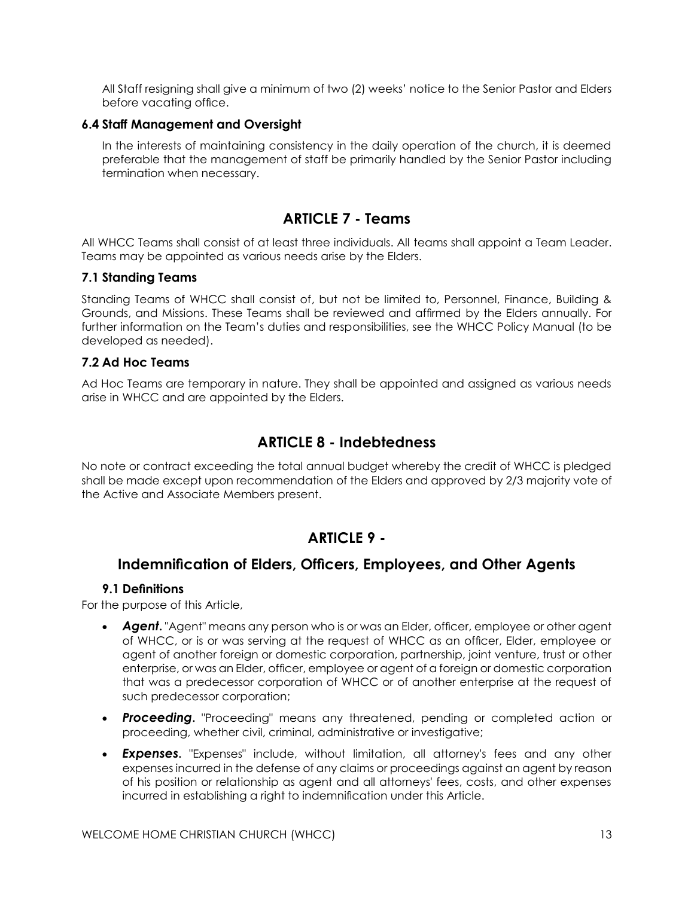All Staff resigning shall give a minimum of two (2) weeks' notice to the Senior Pastor and Elders before vacating office.

### 6.4 Staff Management and Oversight

In the interests of maintaining consistency in the daily operation of the church, it is deemed preferable that the management of staff be primarily handled by the Senior Pastor including termination when necessary.

## ARTICLE 7 - Teams

All WHCC Teams shall consist of at least three individuals. All teams shall appoint a Team Leader. Teams may be appointed as various needs arise by the Elders.

### 7.1 Standing Teams

Standing Teams of WHCC shall consist of, but not be limited to, Personnel, Finance, Building & Grounds, and Missions. These Teams shall be reviewed and affirmed by the Elders annually. For further information on the Team's duties and responsibilities, see the WHCC Policy Manual (to be developed as needed).

### 7.2 Ad Hoc Teams

Ad Hoc Teams are temporary in nature. They shall be appointed and assigned as various needs arise in WHCC and are appointed by the Elders.

## ARTICLE 8 - Indebtedness

No note or contract exceeding the total annual budget whereby the credit of WHCC is pledged shall be made except upon recommendation of the Elders and approved by 2/3 majority vote of the Active and Associate Members present.

## ARTICLE 9 -

## Indemnification of Elders, Officers, Employees, and Other Agents

### 9.1 Definitions

For the purpose of this Article,

- ***Agent.*** "Agent" means any person who is or was an Elder, officer, employee or other agent of WHCC, or is or was serving at the request of WHCC as an officer, Elder, employee or agent of another foreign or domestic corporation, partnership, joint venture, trust or other enterprise, or was an Elder, officer, employee or agent of a foreign or domestic corporation that was a predecessor corporation of WHCC or of another enterprise at the request of such predecessor corporation;
- ***Proceeding.*** "Proceeding" means any threatened, pending or completed action or proceeding, whether civil, criminal, administrative or investigative;
- ***Expenses.*** "Expenses" include, without limitation, all attorney's fees and any other expenses incurred in the defense of any claims or proceedings against an agent by reason of his position or relationship as agent and all attorneys' fees, costs, and other expenses incurred in establishing a right to indemnification under this Article.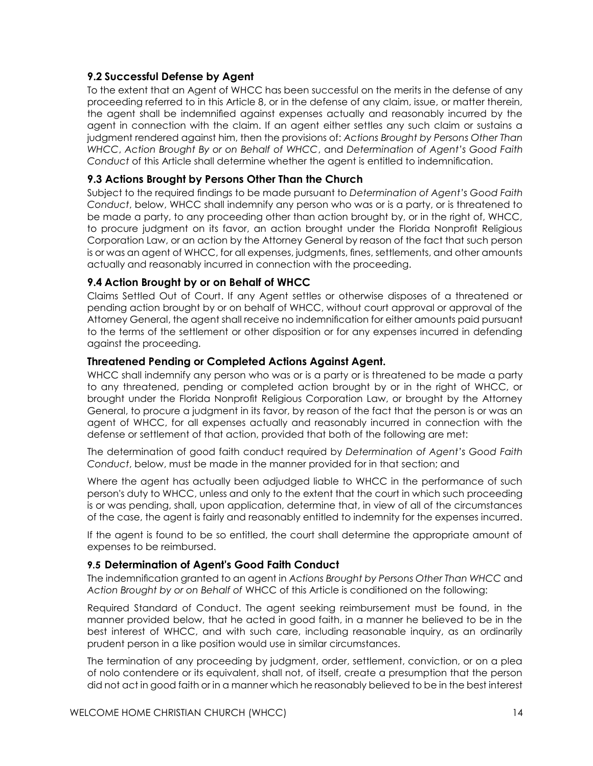### 9.2 Successful Defense by Agent

To the extent that an Agent of WHCC has been successful on the merits in the defense of any proceeding referred to in this Article 8, or in the defense of any claim, issue, or matter therein, the agent shall be indemnified against expenses actually and reasonably incurred by the agent in connection with the claim. If an agent either settles any such claim or sustains a judgment rendered against him, then the provisions of: *Actions Brought by Persons Other Than WHCC*, *Action Brought By or on Behalf of WHCC*, and *Determination of Agent's Good Faith Conduct* of this Article shall determine whether the agent is entitled to indemnification.

### 9.3 Actions Brought by Persons Other Than the Church

Subject to the required findings to be made pursuant to *Determination of Agent's Good Faith Conduct*, below, WHCC shall indemnify any person who was or is a party, or is threatened to be made a party, to any proceeding other than action brought by, or in the right of, WHCC, to procure judgment on its favor, an action brought under the Florida Nonprofit Religious Corporation Law, or an action by the Attorney General by reason of the fact that such person is or was an agent of WHCC, for all expenses, judgments, fines, settlements, and other amounts actually and reasonably incurred in connection with the proceeding.

### 9.4 Action Brought by or on Behalf of WHCC

Claims Settled Out of Court. If any Agent settles or otherwise disposes of a threatened or pending action brought by or on behalf of WHCC, without court approval or approval of the Attorney General, the agent shall receive no indemnification for either amounts paid pursuant to the terms of the settlement or other disposition or for any expenses incurred in defending against the proceeding.

### Threatened Pending or Completed Actions Against Agent.

WHCC shall indemnify any person who was or is a party or is threatened to be made a party to any threatened, pending or completed action brought by or in the right of WHCC, or brought under the Florida Nonprofit Religious Corporation Law, or brought by the Attorney General, to procure a judgment in its favor, by reason of the fact that the person is or was an agent of WHCC, for all expenses actually and reasonably incurred in connection with the defense or settlement of that action, provided that both of the following are met:

The determination of good faith conduct required by *Determination of Agent's Good Faith Conduct*, below, must be made in the manner provided for in that section; and

Where the agent has actually been adjudged liable to WHCC in the performance of such person's duty to WHCC, unless and only to the extent that the court in which such proceeding is or was pending, shall, upon application, determine that, in view of all of the circumstances of the case, the agent is fairly and reasonably entitled to indemnity for the expenses incurred.

If the agent is found to be so entitled, the court shall determine the appropriate amount of expenses to be reimbursed.

### 9.5 Determination of Agent's Good Faith Conduct

The indemnification granted to an agent in *Actions Brought by Persons Other Than WHCC* and *Action Brought by or on Behalf of* WHCC of this Article is conditioned on the following:

Required Standard of Conduct. The agent seeking reimbursement must be found, in the manner provided below, that he acted in good faith, in a manner he believed to be in the best interest of WHCC, and with such care, including reasonable inquiry, as an ordinarily prudent person in a like position would use in similar circumstances.

The termination of any proceeding by judgment, order, settlement, conviction, or on a plea of nolo contendere or its equivalent, shall not, of itself, create a presumption that the person did not act in good faith or in a manner which he reasonably believed to be in the best interest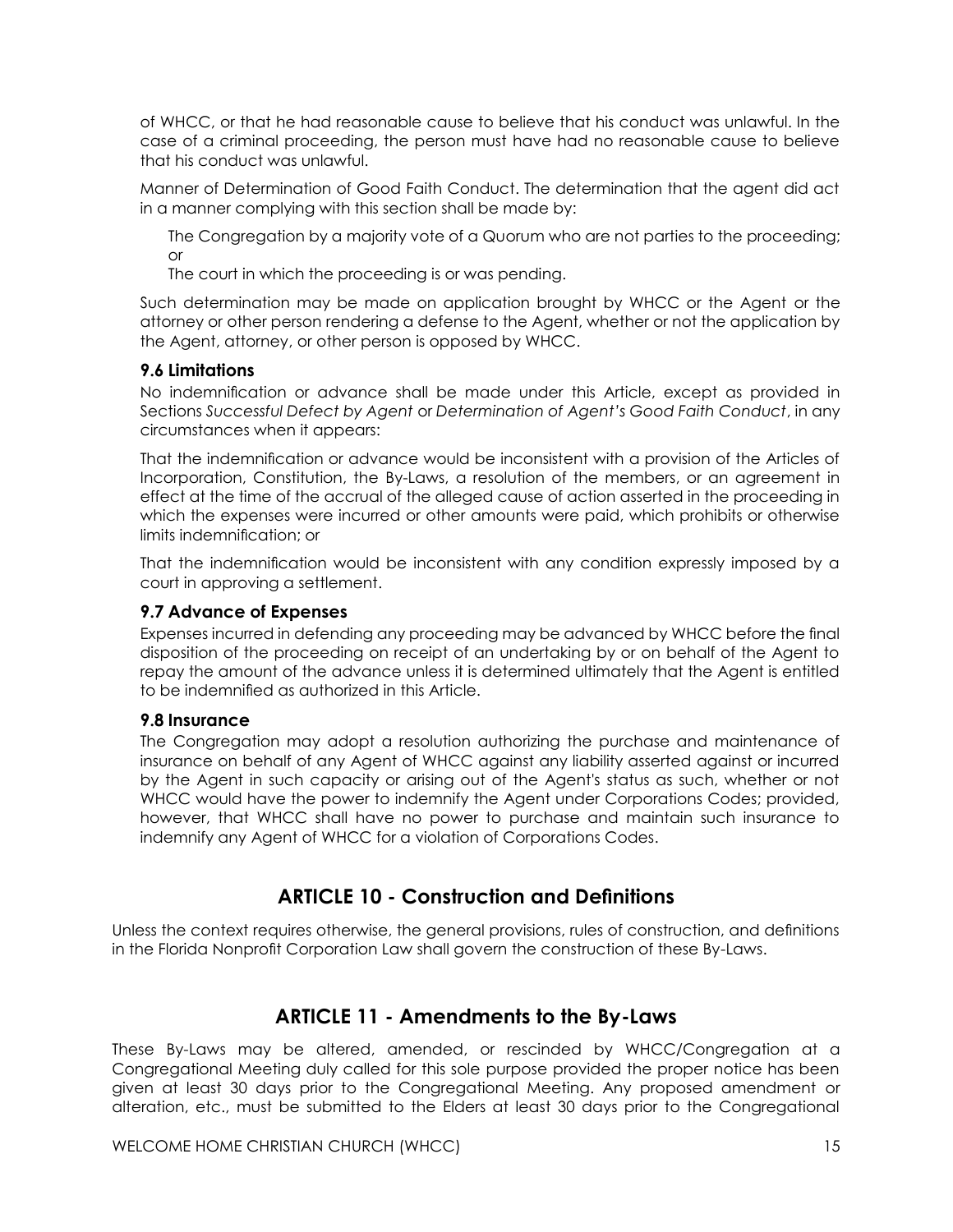of WHCC, or that he had reasonable cause to believe that his conduct was unlawful. In the case of a criminal proceeding, the person must have had no reasonable cause to believe that his conduct was unlawful.

Manner of Determination of Good Faith Conduct. The determination that the agent did act in a manner complying with this section shall be made by:

The Congregation by a majority vote of a Quorum who are not parties to the proceeding; or

The court in which the proceeding is or was pending.

Such determination may be made on application brought by WHCC or the Agent or the attorney or other person rendering a defense to the Agent, whether or not the application by the Agent, attorney, or other person is opposed by WHCC.

### 9.6 Limitations

No indemnification or advance shall be made under this Article, except as provided in Sections *Successful Defect by Agent* or *Determination of Agent's Good Faith Conduct*, in any circumstances when it appears:

That the indemnification or advance would be inconsistent with a provision of the Articles of Incorporation, Constitution, the By-Laws, a resolution of the members, or an agreement in effect at the time of the accrual of the alleged cause of action asserted in the proceeding in which the expenses were incurred or other amounts were paid, which prohibits or otherwise limits indemnification; or

That the indemnification would be inconsistent with any condition expressly imposed by a court in approving a settlement.

### 9.7 Advance of Expenses

Expenses incurred in defending any proceeding may be advanced by WHCC before the final disposition of the proceeding on receipt of an undertaking by or on behalf of the Agent to repay the amount of the advance unless it is determined ultimately that the Agent is entitled to be indemnified as authorized in this Article.

### 9.8 Insurance

The Congregation may adopt a resolution authorizing the purchase and maintenance of insurance on behalf of any Agent of WHCC against any liability asserted against or incurred by the Agent in such capacity or arising out of the Agent's status as such, whether or not WHCC would have the power to indemnify the Agent under Corporations Codes; provided, however, that WHCC shall have no power to purchase and maintain such insurance to indemnify any Agent of WHCC for a violation of Corporations Codes.

## ARTICLE 10 - Construction and Definitions

Unless the context requires otherwise, the general provisions, rules of construction, and definitions in the Florida Nonprofit Corporation Law shall govern the construction of these By-Laws.

## ARTICLE 11 - Amendments to the By-Laws

These By-Laws may be altered, amended, or rescinded by WHCC/Congregation at a Congregational Meeting duly called for this sole purpose provided the proper notice has been given at least 30 days prior to the Congregational Meeting. Any proposed amendment or alteration, etc., must be submitted to the Elders at least 30 days prior to the Congregational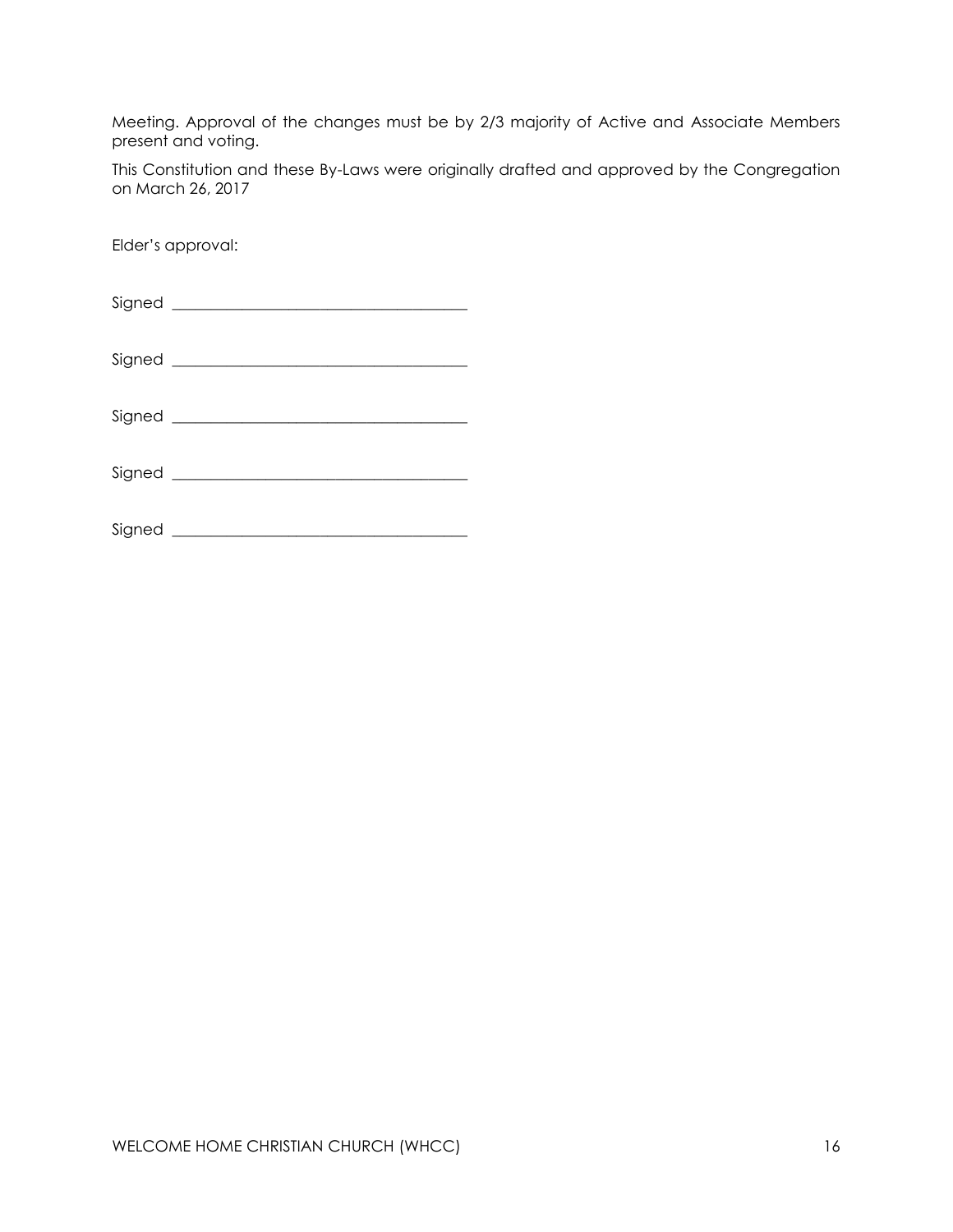Meeting. Approval of the changes must be by 2/3 majority of Active and Associate Members present and voting.

This Constitution and these By-Laws were originally drafted and approved by the Congregation on March 26, 2017

Elder's approval:

Signed ______________________________________

Signed ______________________________________

Signed ______________________________________

Signed ______________________________________

Signed ______________________________________